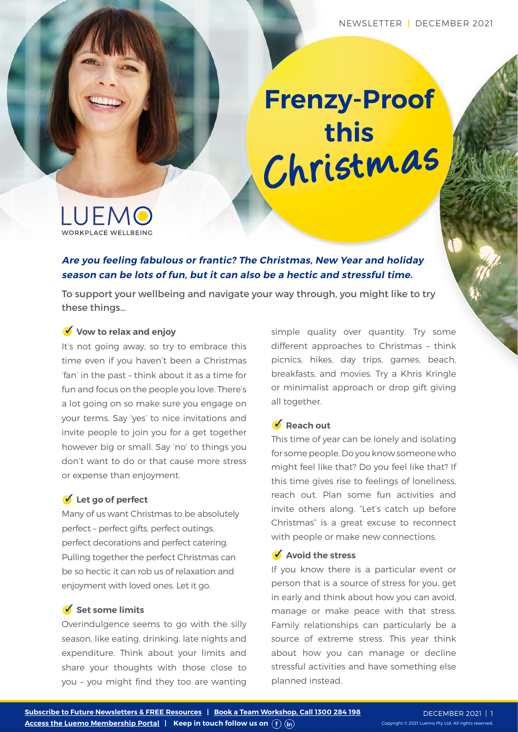# Frenzy-Proof this Christmas

LUEMO
WORKPLACE WELLBEING

***Are you feeling fabulous or frantic? The Christmas, New Year and holiday season can be lots of fun, but it can also be a hectic and stressful time.***

To support your wellbeing and navigate your way through, you might like to try these things...

### ✔ Vow to relax and enjoy

It's not going away, so try to embrace this time even if you haven't been a Christmas 'fan' in the past – think about it as a time for fun and focus on the people you love. There's a lot going on so make sure you engage on your terms. Say 'yes' to nice invitations and invite people to join you for a get together however big or small. Say 'no' to things you don't want to do or that cause more stress or expense than enjoyment.

### ✔ Let go of perfect

Many of us want Christmas to be absolutely perfect – perfect gifts, perfect outings, perfect decorations and perfect catering. Pulling together the perfect Christmas can be so hectic it can rob us of relaxation and enjoyment with loved ones. Let it go.

### ✔ Set some limits

Overindulgence seems to go with the silly season, like eating, drinking, late nights and expenditure. Think about your limits and share your thoughts with those close to you – you might find they too are wanting simple quality over quantity. Try some different approaches to Christmas – think picnics, hikes, day trips, games, beach, breakfasts, and movies. Try a Khris Kringle or minimalist approach or drop gift giving all together.

### ✔ Reach out

This time of year can be lonely and isolating for some people. Do you know someone who might feel like that? Do you feel like that? If this time gives rise to feelings of loneliness, reach out. Plan some fun activities and invite others along. "Let's catch up before Christmas" is a great excuse to reconnect with people or make new connections.

### ✔ Avoid the stress

If you know there is a particular event or person that is a source of stress for you, get in early and think about how you can avoid, manage or make peace with that stress. Family relationships can particularly be a source of extreme stress. This year think about how you can manage or decline stressful activities and have something else planned instead.

**Subscribe to Future Newsletters & FREE Resources** | **Book a Team Workshop, Call 1300 284 198**
**Access the Luemo Membership Portal** | **Keep in touch follow us on**

Copyright © 2021 Luemo Pty Ltd. All rights reserved.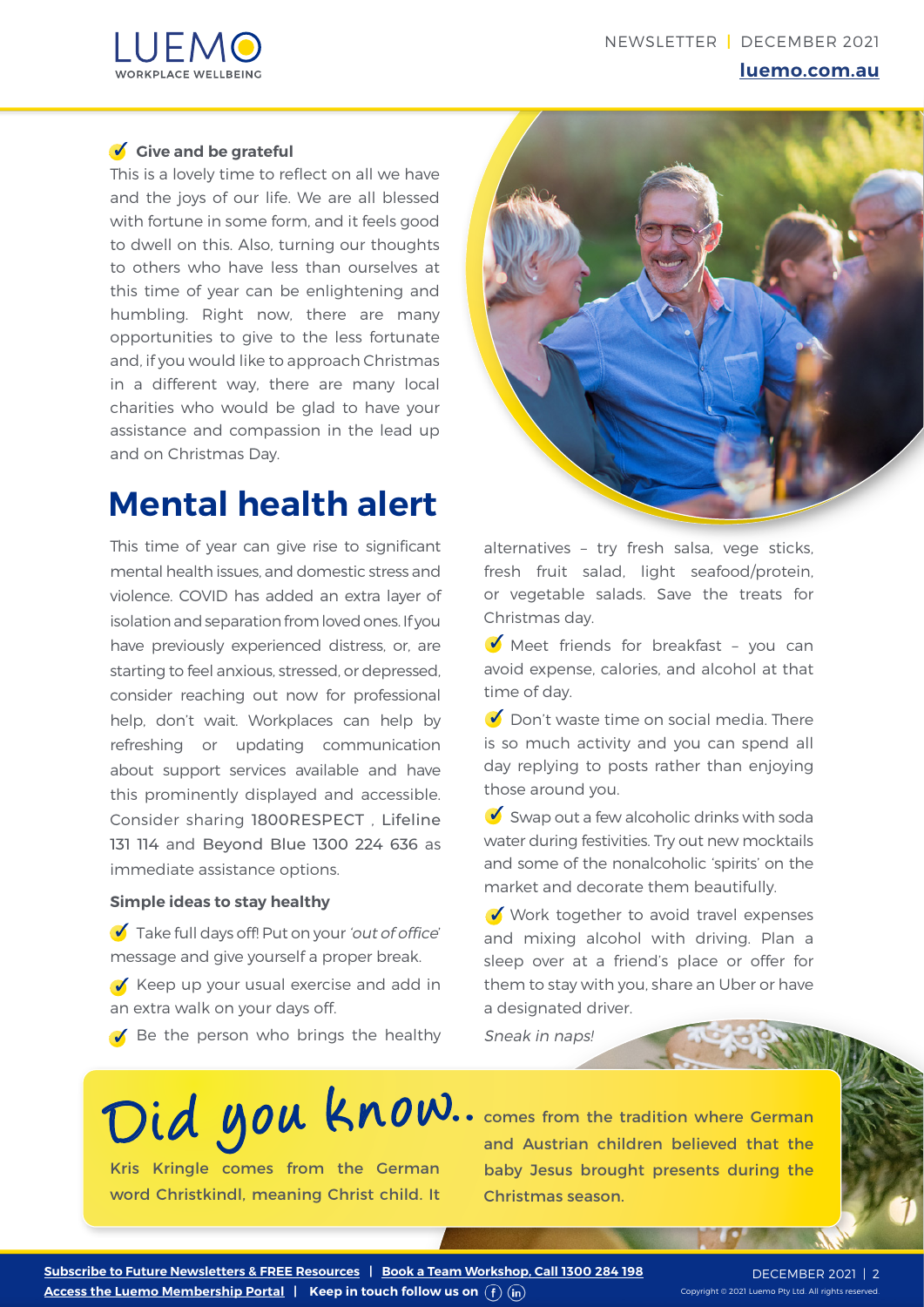✔ **Give and be grateful**

This is a lovely time to reflect on all we have and the joys of our life. We are all blessed with fortune in some form, and it feels good to dwell on this. Also, turning our thoughts to others who have less than ourselves at this time of year can be enlightening and humbling. Right now, there are many opportunities to give to the less fortunate and, if you would like to approach Christmas in a different way, there are many local charities who would be glad to have your assistance and compassion in the lead up and on Christmas Day.

## Mental health alert

This time of year can give rise to significant mental health issues, and domestic stress and violence. COVID has added an extra layer of isolation and separation from loved ones. If you have previously experienced distress, or, are starting to feel anxious, stressed, or depressed, consider reaching out now for professional help, don't wait. Workplaces can help by refreshing or updating communication about support services available and have this prominently displayed and accessible. Consider sharing 1800RESPECT , Lifeline 131 114 and Beyond Blue 1300 224 636 as immediate assistance options.

**Simple ideas to stay healthy**

✔ Take full days off! Put on your *'out of office'* message and give yourself a proper break.

✔ Keep up your usual exercise and add in an extra walk on your days off.

✔ Be the person who brings the healthy alternatives – try fresh salsa, vege sticks, fresh fruit salad, light seafood/protein, or vegetable salads. Save the treats for Christmas day.

✔ Meet friends for breakfast – you can avoid expense, calories, and alcohol at that time of day.

✔ Don't waste time on social media. There is so much activity and you can spend all day replying to posts rather than enjoying those around you.

✔ Swap out a few alcoholic drinks with soda water during festivities. Try out new mocktails and some of the nonalcoholic 'spirits' on the market and decorate them beautifully.

✔ Work together to avoid travel expenses and mixing alcohol with driving. Plan a sleep over at a friend's place or offer for them to stay with you, share an Uber or have a designated driver.

*Sneak in naps!*

# Did you know..

Kris Kringle comes from the German word Christkindl, meaning Christ child. It comes from the tradition where German and Austrian children believed that the baby Jesus brought presents during the Christmas season.

**Subscribe to Future Newsletters & FREE Resources** | **Book a Team Workshop, Call 1300 284 198**

**Access the Luemo Membership Portal** | **Keep in touch follow us on**

Copyright © 2021 Luemo Pty Ltd. All rights reserved.